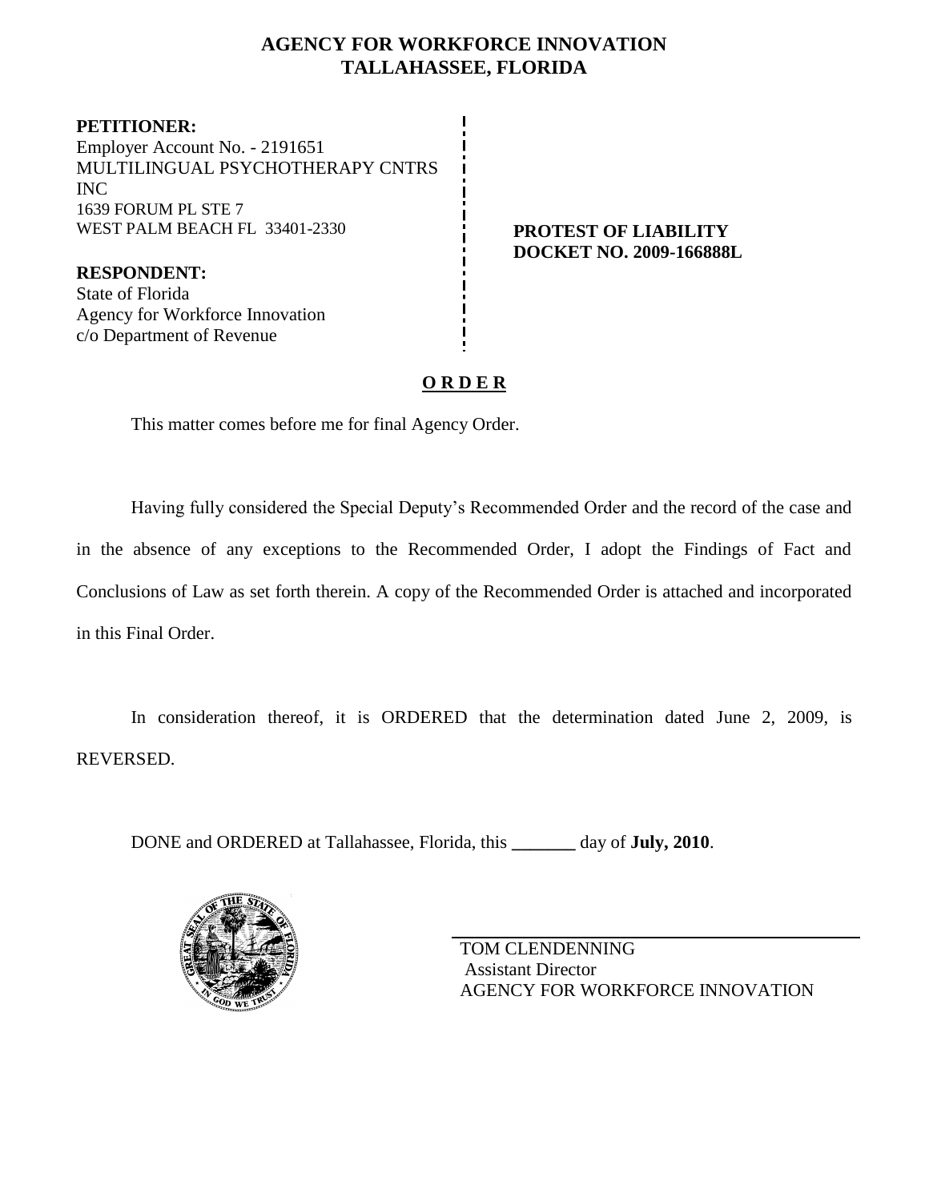# AGENCY FOR WORKFORCE INNOVATION
## TALLAHASSEE, FLORIDA

**PETITIONER:**
Employer Account No. - 2191651
MULTILINGUAL PSYCHOTHERAPY CNTRS INC
1639 FORUM PL STE 7
WEST PALM BEACH FL 33401-2330

**RESPONDENT:**
State of Florida
Agency for Workforce Innovation
c/o Department of Revenue

**PROTEST OF LIABILITY**
**DOCKET NO. 2009-166888L**

**O R D E R**

This matter comes before me for final Agency Order.

Having fully considered the Special Deputy's Recommended Order and the record of the case and in the absence of any exceptions to the Recommended Order, I adopt the Findings of Fact and Conclusions of Law as set forth therein. A copy of the Recommended Order is attached and incorporated in this Final Order.

In consideration thereof, it is ORDERED that the determination dated June 2, 2009, is REVERSED.

DONE and ORDERED at Tallahassee, Florida, this _______ day of **July, 2010**.

TOM CLENDENNING
Assistant Director
AGENCY FOR WORKFORCE INNOVATION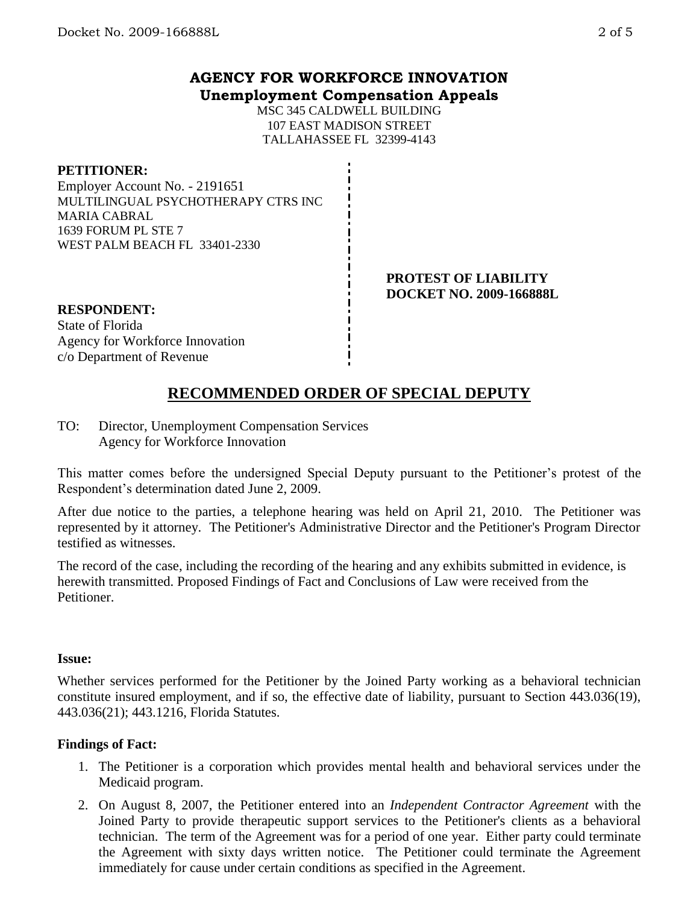# AGENCY FOR WORKFORCE INNOVATION
## Unemployment Compensation Appeals

MSC 345 CALDWELL BUILDING
107 EAST MADISON STREET
TALLAHASSEE FL 32399-4143

**PETITIONER:**
Employer Account No. - 2191651
MULTILINGUAL PSYCHOTHERAPY CTRS INC
MARIA CABRAL
1639 FORUM PL STE 7
WEST PALM BEACH FL 33401-2330

**PROTEST OF LIABILITY**
**DOCKET NO. 2009-166888L**

**RESPONDENT:**
State of Florida
Agency for Workforce Innovation
c/o Department of Revenue

## RECOMMENDED ORDER OF SPECIAL DEPUTY

TO: Director, Unemployment Compensation Services
Agency for Workforce Innovation

This matter comes before the undersigned Special Deputy pursuant to the Petitioner's protest of the Respondent's determination dated June 2, 2009.

After due notice to the parties, a telephone hearing was held on April 21, 2010. The Petitioner was represented by it attorney. The Petitioner's Administrative Director and the Petitioner's Program Director testified as witnesses.

The record of the case, including the recording of the hearing and any exhibits submitted in evidence, is herewith transmitted. Proposed Findings of Fact and Conclusions of Law were received from the Petitioner.

**Issue:**

Whether services performed for the Petitioner by the Joined Party working as a behavioral technician constitute insured employment, and if so, the effective date of liability, pursuant to Section 443.036(19), 443.036(21); 443.1216, Florida Statutes.

**Findings of Fact:**

1. The Petitioner is a corporation which provides mental health and behavioral services under the Medicaid program.
2. On August 8, 2007, the Petitioner entered into an *Independent Contractor Agreement* with the Joined Party to provide therapeutic support services to the Petitioner's clients as a behavioral technician. The term of the Agreement was for a period of one year. Either party could terminate the Agreement with sixty days written notice. The Petitioner could terminate the Agreement immediately for cause under certain conditions as specified in the Agreement.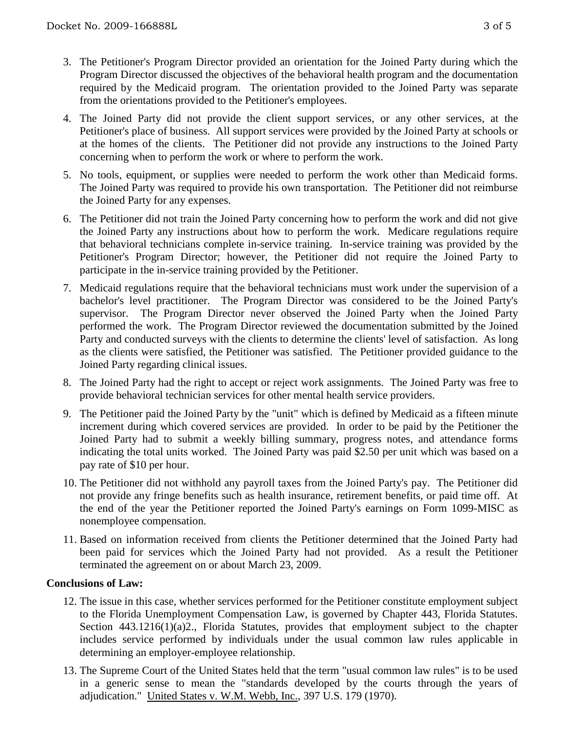3. The Petitioner's Program Director provided an orientation for the Joined Party during which the Program Director discussed the objectives of the behavioral health program and the documentation required by the Medicaid program. The orientation provided to the Joined Party was separate from the orientations provided to the Petitioner's employees.

4. The Joined Party did not provide the client support services, or any other services, at the Petitioner's place of business. All support services were provided by the Joined Party at schools or at the homes of the clients. The Petitioner did not provide any instructions to the Joined Party concerning when to perform the work or where to perform the work.

5. No tools, equipment, or supplies were needed to perform the work other than Medicaid forms. The Joined Party was required to provide his own transportation. The Petitioner did not reimburse the Joined Party for any expenses.

6. The Petitioner did not train the Joined Party concerning how to perform the work and did not give the Joined Party any instructions about how to perform the work. Medicare regulations require that behavioral technicians complete in-service training. In-service training was provided by the Petitioner's Program Director; however, the Petitioner did not require the Joined Party to participate in the in-service training provided by the Petitioner.

7. Medicaid regulations require that the behavioral technicians must work under the supervision of a bachelor's level practitioner. The Program Director was considered to be the Joined Party's supervisor. The Program Director never observed the Joined Party when the Joined Party performed the work. The Program Director reviewed the documentation submitted by the Joined Party and conducted surveys with the clients to determine the clients' level of satisfaction. As long as the clients were satisfied, the Petitioner was satisfied. The Petitioner provided guidance to the Joined Party regarding clinical issues.

8. The Joined Party had the right to accept or reject work assignments. The Joined Party was free to provide behavioral technician services for other mental health service providers.

9. The Petitioner paid the Joined Party by the "unit" which is defined by Medicaid as a fifteen minute increment during which covered services are provided. In order to be paid by the Petitioner the Joined Party had to submit a weekly billing summary, progress notes, and attendance forms indicating the total units worked. The Joined Party was paid $2.50 per unit which was based on a pay rate of $10 per hour.

10. The Petitioner did not withhold any payroll taxes from the Joined Party's pay. The Petitioner did not provide any fringe benefits such as health insurance, retirement benefits, or paid time off. At the end of the year the Petitioner reported the Joined Party's earnings on Form 1099-MISC as nonemployee compensation.

11. Based on information received from clients the Petitioner determined that the Joined Party had been paid for services which the Joined Party had not provided. As a result the Petitioner terminated the agreement on or about March 23, 2009.

**Conclusions of Law:**

12. The issue in this case, whether services performed for the Petitioner constitute employment subject to the Florida Unemployment Compensation Law, is governed by Chapter 443, Florida Statutes. Section 443.1216(1)(a)2., Florida Statutes, provides that employment subject to the chapter includes service performed by individuals under the usual common law rules applicable in determining an employer-employee relationship.

13. The Supreme Court of the United States held that the term "usual common law rules" is to be used in a generic sense to mean the "standards developed by the courts through the years of adjudication." United States v. W.M. Webb, Inc., 397 U.S. 179 (1970).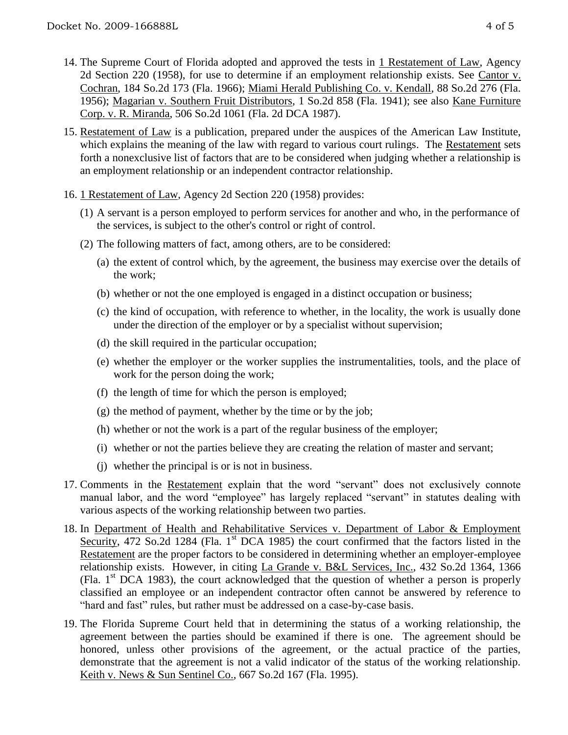14. The Supreme Court of Florida adopted and approved the tests in 1 Restatement of Law, Agency 2d Section 220 (1958), for use to determine if an employment relationship exists. See Cantor v. Cochran, 184 So.2d 173 (Fla. 1966); Miami Herald Publishing Co. v. Kendall, 88 So.2d 276 (Fla. 1956); Magarian v. Southern Fruit Distributors, 1 So.2d 858 (Fla. 1941); see also Kane Furniture Corp. v. R. Miranda, 506 So.2d 1061 (Fla. 2d DCA 1987).

15. Restatement of Law is a publication, prepared under the auspices of the American Law Institute, which explains the meaning of the law with regard to various court rulings. The Restatement sets forth a nonexclusive list of factors that are to be considered when judging whether a relationship is an employment relationship or an independent contractor relationship.

16. 1 Restatement of Law, Agency 2d Section 220 (1958) provides:

    (1) A servant is a person employed to perform services for another and who, in the performance of the services, is subject to the other's control or right of control.

    (2) The following matters of fact, among others, are to be considered:

        (a) the extent of control which, by the agreement, the business may exercise over the details of the work;

        (b) whether or not the one employed is engaged in a distinct occupation or business;

        (c) the kind of occupation, with reference to whether, in the locality, the work is usually done under the direction of the employer or by a specialist without supervision;

        (d) the skill required in the particular occupation;

        (e) whether the employer or the worker supplies the instrumentalities, tools, and the place of work for the person doing the work;

        (f) the length of time for which the person is employed;

        (g) the method of payment, whether by the time or by the job;

        (h) whether or not the work is a part of the regular business of the employer;

        (i) whether or not the parties believe they are creating the relation of master and servant;

        (j) whether the principal is or is not in business.

17. Comments in the Restatement explain that the word "servant" does not exclusively connote manual labor, and the word "employee" has largely replaced "servant" in statutes dealing with various aspects of the working relationship between two parties.

18. In Department of Health and Rehabilitative Services v. Department of Labor & Employment Security, 472 So.2d 1284 (Fla. 1st DCA 1985) the court confirmed that the factors listed in the Restatement are the proper factors to be considered in determining whether an employer-employee relationship exists. However, in citing La Grande v. B&L Services, Inc., 432 So.2d 1364, 1366 (Fla. 1st DCA 1983), the court acknowledged that the question of whether a person is properly classified an employee or an independent contractor often cannot be answered by reference to "hard and fast" rules, but rather must be addressed on a case-by-case basis.

19. The Florida Supreme Court held that in determining the status of a working relationship, the agreement between the parties should be examined if there is one. The agreement should be honored, unless other provisions of the agreement, or the actual practice of the parties, demonstrate that the agreement is not a valid indicator of the status of the working relationship. Keith v. News & Sun Sentinel Co., 667 So.2d 167 (Fla. 1995).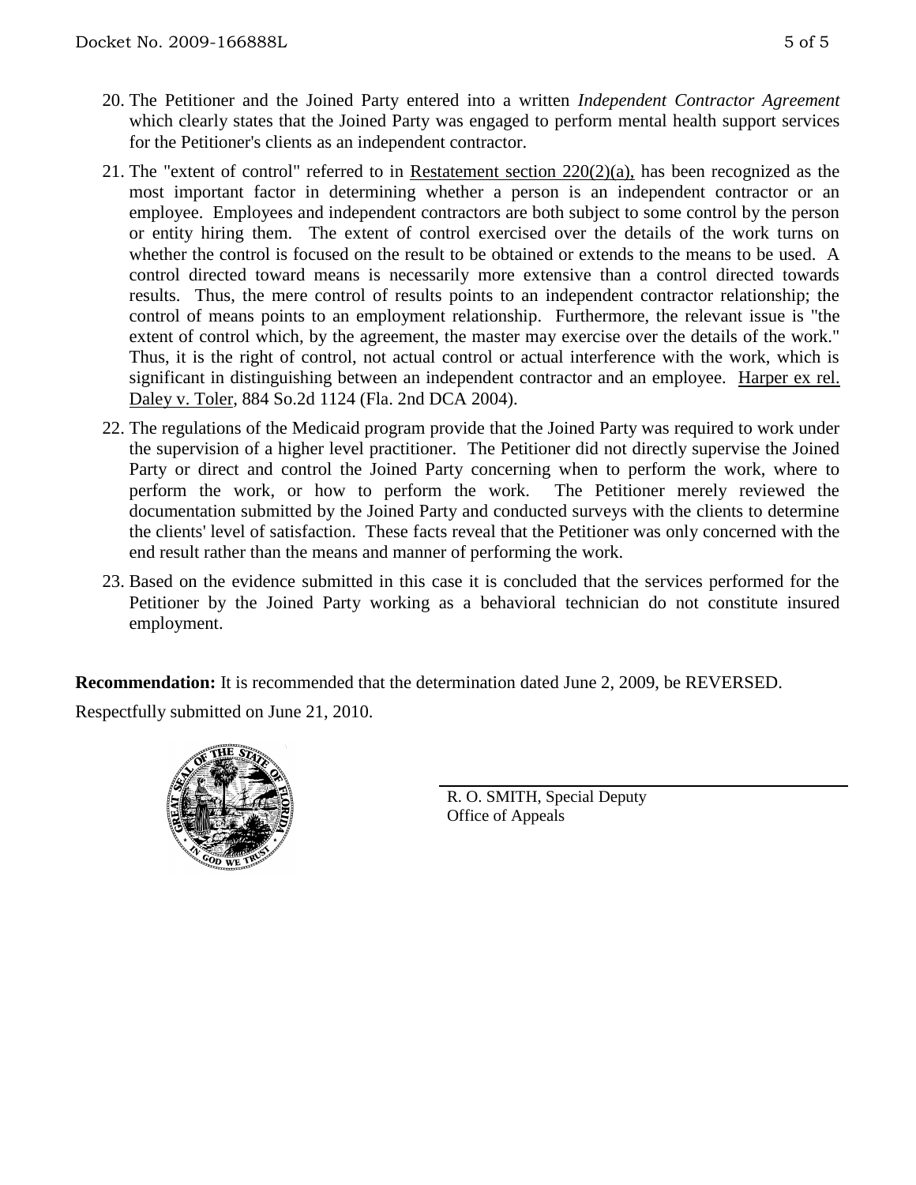20. The Petitioner and the Joined Party entered into a written *Independent Contractor Agreement* which clearly states that the Joined Party was engaged to perform mental health support services for the Petitioner's clients as an independent contractor.

21. The "extent of control" referred to in Restatement section 220(2)(a), has been recognized as the most important factor in determining whether a person is an independent contractor or an employee. Employees and independent contractors are both subject to some control by the person or entity hiring them. The extent of control exercised over the details of the work turns on whether the control is focused on the result to be obtained or extends to the means to be used. A control directed toward means is necessarily more extensive than a control directed towards results. Thus, the mere control of results points to an independent contractor relationship; the control of means points to an employment relationship. Furthermore, the relevant issue is "the extent of control which, by the agreement, the master may exercise over the details of the work." Thus, it is the right of control, not actual control or actual interference with the work, which is significant in distinguishing between an independent contractor and an employee. Harper ex rel. Daley v. Toler, 884 So.2d 1124 (Fla. 2nd DCA 2004).

22. The regulations of the Medicaid program provide that the Joined Party was required to work under the supervision of a higher level practitioner. The Petitioner did not directly supervise the Joined Party or direct and control the Joined Party concerning when to perform the work, where to perform the work, or how to perform the work. The Petitioner merely reviewed the documentation submitted by the Joined Party and conducted surveys with the clients to determine the clients' level of satisfaction. These facts reveal that the Petitioner was only concerned with the end result rather than the means and manner of performing the work.

23. Based on the evidence submitted in this case it is concluded that the services performed for the Petitioner by the Joined Party working as a behavioral technician do not constitute insured employment.

**Recommendation:** It is recommended that the determination dated June 2, 2009, be REVERSED.

Respectfully submitted on June 21, 2010.

R. O. SMITH, Special Deputy
Office of Appeals